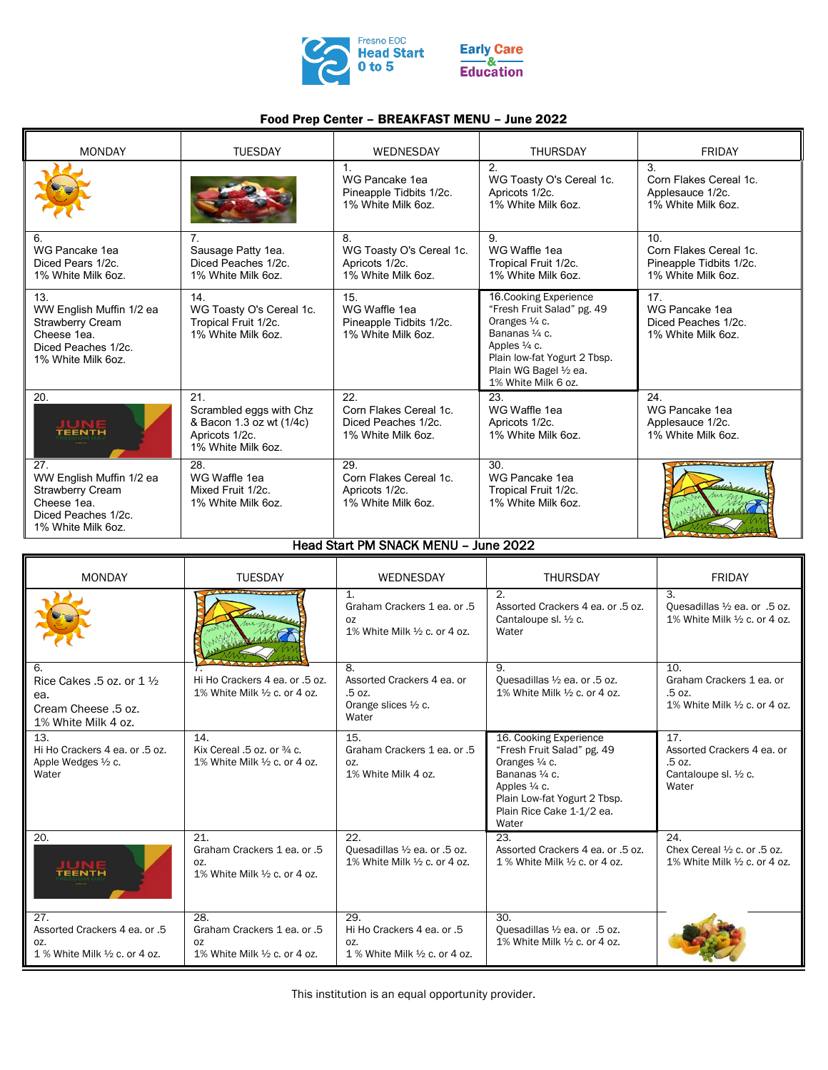Fresno EOC Head Start 0 to 5

Early Care & Education

## Food Prep Center – BREAKFAST MENU – June 2022

| MONDAY | TUESDAY | WEDNESDAY | THURSDAY | FRIDAY |
|---|---|---|---|---|
| | | 1.<br>WG Pancake 1ea<br>Pineapple Tidbits 1/2c.<br>1% White Milk 6oz. | 2.<br>WG Toasty O's Cereal 1c.<br>Apricots 1/2c.<br>1% White Milk 6oz. | 3.<br>Corn Flakes Cereal 1c.<br>Applesauce 1/2c.<br>1% White Milk 6oz. |
| 6.<br>WG Pancake 1ea<br>Diced Pears 1/2c.<br>1% White Milk 6oz. | 7.<br>Sausage Patty 1ea.<br>Diced Peaches 1/2c.<br>1% White Milk 6oz. | 8.<br>WG Toasty O's Cereal 1c.<br>Apricots 1/2c.<br>1% White Milk 6oz. | 9.<br>WG Waffle 1ea<br>Tropical Fruit 1/2c.<br>1% White Milk 6oz. | 10.<br>Corn Flakes Cereal 1c.<br>Pineapple Tidbits 1/2c.<br>1% White Milk 6oz. |
| 13.<br>WW English Muffin 1/2 ea<br>Strawberry Cream Cheese 1ea.<br>Diced Peaches 1/2c.<br>1% White Milk 6oz. | 14.<br>WG Toasty O's Cereal 1c.<br>Tropical Fruit 1/2c.<br>1% White Milk 6oz. | 15.<br>WG Waffle 1ea<br>Pineapple Tidbits 1/2c.<br>1% White Milk 6oz. | 16.Cooking Experience<br>"Fresh Fruit Salad" pg. 49<br>Oranges ¼ c.<br>Bananas ¼ c.<br>Apples ¼ c.<br>Plain low-fat Yogurt 2 Tbsp.<br>Plain WG Bagel ½ ea.<br>1% White Milk 6 oz. | 17.<br>WG Pancake 1ea<br>Diced Peaches 1/2c.<br>1% White Milk 6oz. |
| 20.<br>JUNETEENTH | 21.<br>Scrambled eggs with Chz & Bacon 1.3 oz wt (1/4c)<br>Apricots 1/2c.<br>1% White Milk 6oz. | 22.<br>Corn Flakes Cereal 1c.<br>Diced Peaches 1/2c.<br>1% White Milk 6oz. | 23.<br>WG Waffle 1ea<br>Apricots 1/2c.<br>1% White Milk 6oz. | 24.<br>WG Pancake 1ea<br>Applesauce 1/2c.<br>1% White Milk 6oz. |
| 27.<br>WW English Muffin 1/2 ea<br>Strawberry Cream Cheese 1ea.<br>Diced Peaches 1/2c.<br>1% White Milk 6oz. | 28.<br>WG Waffle 1ea<br>Mixed Fruit 1/2c.<br>1% White Milk 6oz. | 29.<br>Corn Flakes Cereal 1c.<br>Apricots 1/2c.<br>1% White Milk 6oz. | 30.<br>WG Pancake 1ea<br>Tropical Fruit 1/2c.<br>1% White Milk 6oz. | |

## Head Start PM SNACK MENU – June 2022

| MONDAY | TUESDAY | WEDNESDAY | THURSDAY | FRIDAY |
|---|---|---|---|---|
| | | 1.<br>Graham Crackers 1 ea. or .5 oz<br>1% White Milk ½ c. or 4 oz. | 2.<br>Assorted Crackers 4 ea. or .5 oz.<br>Cantaloupe sl. ½ c.<br>Water | 3.<br>Quesadillas ½ ea. or .5 oz.<br>1% White Milk ½ c. or 4 oz. |
| 6.<br>Rice Cakes .5 oz. or 1 ½ ea.<br>Cream Cheese .5 oz.<br>1% White Milk 4 oz. | 7.<br>Hi Ho Crackers 4 ea. or .5 oz.<br>1% White Milk ½ c. or 4 oz. | 8.<br>Assorted Crackers 4 ea. or .5 oz.<br>Orange slices ½ c.<br>Water | 9.<br>Quesadillas ½ ea. or .5 oz.<br>1% White Milk ½ c. or 4 oz. | 10.<br>Graham Crackers 1 ea. or .5 oz.<br>1% White Milk ½ c. or 4 oz. |
| 13.<br>Hi Ho Crackers 4 ea. or .5 oz.<br>Apple Wedges ½ c.<br>Water | 14.<br>Kix Cereal .5 oz. or ¾ c.<br>1% White Milk ½ c. or 4 oz. | 15.<br>Graham Crackers 1 ea. or .5 oz.<br>1% White Milk 4 oz. | 16. Cooking Experience<br>"Fresh Fruit Salad" pg. 49<br>Oranges ¼ c.<br>Bananas ¼ c.<br>Apples ¼ c.<br>Plain Low-fat Yogurt 2 Tbsp.<br>Plain Rice Cake 1-1/2 ea.<br>Water | 17.<br>Assorted Crackers 4 ea. or .5 oz.<br>Cantaloupe sl. ½ c.<br>Water |
| 20.<br>JUNETEENTH | 21.<br>Graham Crackers 1 ea. or .5 oz.<br>1% White Milk ½ c. or 4 oz. | 22.<br>Quesadillas ½ ea. or .5 oz.<br>1% White Milk ½ c. or 4 oz. | 23.<br>Assorted Crackers 4 ea. or .5 oz.<br>1 % White Milk ½ c. or 4 oz. | 24.<br>Chex Cereal ½ c. or .5 oz.<br>1% White Milk ½ c. or 4 oz. |
| 27.<br>Assorted Crackers 4 ea. or .5 oz.<br>1 % White Milk ½ c. or 4 oz. | 28.<br>Graham Crackers 1 ea. or .5 oz<br>1% White Milk ½ c. or 4 oz. | 29.<br>Hi Ho Crackers 4 ea. or .5 oz.<br>1 % White Milk ½ c. or 4 oz. | 30.<br>Quesadillas ½ ea. or .5 oz.<br>1% White Milk ½ c. or 4 oz. | |

This institution is an equal opportunity provider.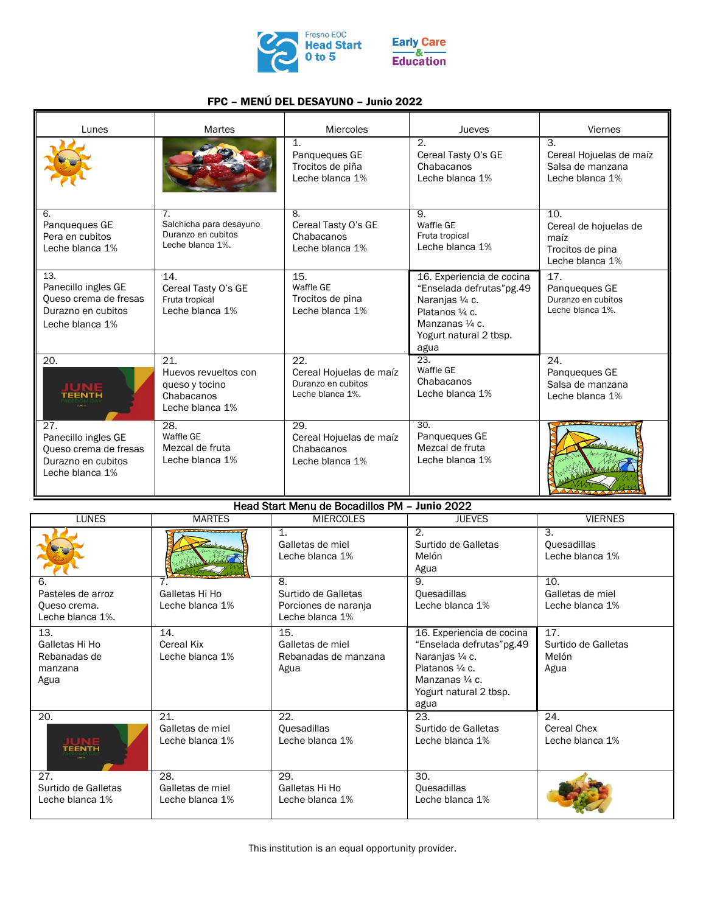Fresno EOC Head Start 0 to 5

Early Care & Education

## FPC – MENÚ DEL DESAYUNO – Junio 2022

| Lunes | Martes | Miercoles | Jueves | Viernes |
|---|---|---|---|---|
| | | 1. Panqueques GE Trocitos de piña Leche blanca 1% | 2. Cereal Tasty O's GE Chabacanos Leche blanca 1% | 3. Cereal Hojuelas de maíz Salsa de manzana Leche blanca 1% |
| 6. Panqueques GE Pera en cubitos Leche blanca 1% | 7. Salchicha para desayuno Durazno en cubitos Leche blanca 1%. | 8. Cereal Tasty O's GE Chabacanos Leche blanca 1% | 9. Waffle GE Fruta tropical Leche blanca 1% | 10. Cereal de hojuelas de maíz Trocitos de pina Leche blanca 1% |
| 13. Panecillo ingles GE Queso crema de fresas Durazno en cubitos Leche blanca 1% | 14. Cereal Tasty O's GE Fruta tropical Leche blanca 1% | 15. Waffle GE Trocitos de pina Leche blanca 1% | 16. Experiencia de cocina "Enselada defrutas"pg.49 Naranjas ¼ c. Platanos ¼ c. Manzanas ¼ c. Yogurt natural 2 tbsp. agua | 17. Panqueques GE Duranzo en cubitos Leche blanca 1%. |
| 20. JUNETEENTH FREEDOM DAY | 21. Huevos revueltos con queso y tocino Chabacanos Leche blanca 1% | 22. Cereal Hojuelas de maíz Duranzo en cubitos Leche blanca 1%. | 23. Waffle GE Chabacanos Leche blanca 1% | 24. Panqueques GE Salsa de manzana Leche blanca 1% |
| 27. Panecillo ingles GE Queso crema de fresas Durazno en cubitos Leche blanca 1% | 28. Waffle GE Mezcal de fruta Leche blanca 1% | 29. Cereal Hojuelas de maíz Chabacanos Leche blanca 1% | 30. Panqueques GE Mezcal de fruta Leche blanca 1% | |

## Head Start Menu de Bocadillos PM – Junio 2022

| LUNES | MARTES | MIERCOLES | JUEVES | VIERNES |
|---|---|---|---|---|
| | | 1. Galletas de miel Leche blanca 1% | 2. Surtido de Galletas Melón Agua | 3. Quesadillas Leche blanca 1% |
| 6. Pasteles de arroz Queso crema. Leche blanca 1%. | 7. Galletas Hi Ho Leche blanca 1% | 8. Surtido de Galletas Porciones de naranja Leche blanca 1% | 9. Quesadillas Leche blanca 1% | 10. Galletas de miel Leche blanca 1% |
| 13. Galletas Hi Ho Rebanadas de manzana Agua | 14. Cereal Kix Leche blanca 1% | 15. Galletas de miel Rebanadas de manzana Agua | 16. Experiencia de cocina "Enselada defrutas"pg.49 Naranjas ¼ c. Platanos ¼ c. Manzanas ¼ c. Yogurt natural 2 tbsp. agua | 17. Surtido de Galletas Melón Agua |
| 20. JUNETEENTH FREEDOM DAY | 21. Galletas de miel Leche blanca 1% | 22. Quesadillas Leche blanca 1% | 23. Surtido de Galletas Leche blanca 1% | 24. Cereal Chex Leche blanca 1% |
| 27. Surtido de Galletas Leche blanca 1% | 28. Galletas de miel Leche blanca 1% | 29. Galletas Hi Ho Leche blanca 1% | 30. Quesadillas Leche blanca 1% | |

This institution is an equal opportunity provider.